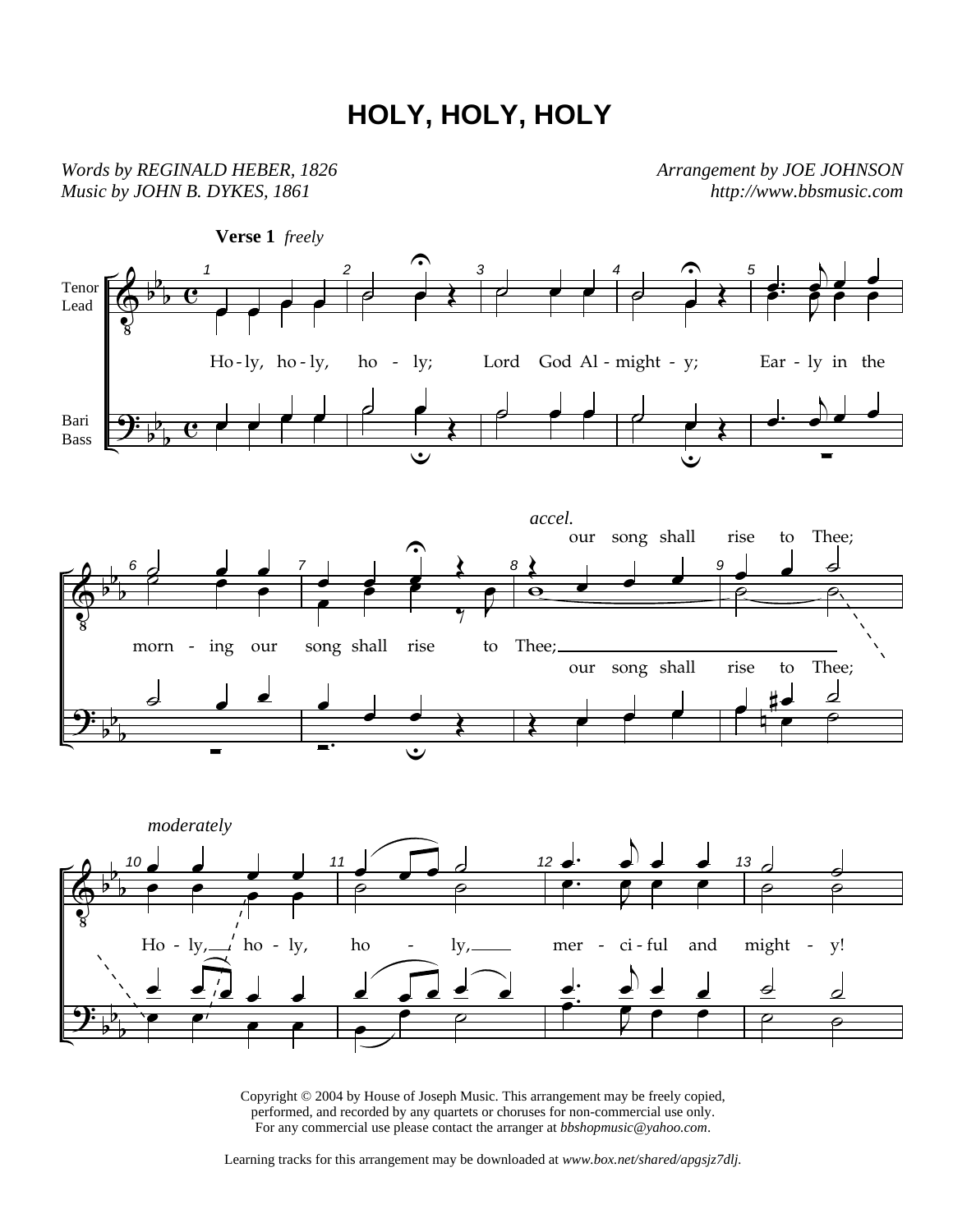# HOLY, HOLY, HOLY

*Words by REGINALD HEBER, 1826*
*Music by JOHN B. DYKES, 1861*

*Arrangement by JOE JOHNSON*
*http://www.bbsmusic.com*

**Verse 1** *freely*

Tenor / Lead — Bari / Bass

Ho-ly, ho-ly, ho - ly; Lord God Al-might - y; Ear - ly in the morn - ing our song shall rise to Thee; our song shall rise to Thee;

*accel.*

our song shall rise to Thee;

*moderately*

Ho - ly, ho - ly, ho - ly, mer - ci-ful and might - y!

Copyright © 2004 by House of Joseph Music. This arrangement may be freely copied, performed, and recorded by any quartets or choruses for non-commercial use only. For any commercial use please contact the arranger at *bbshopmusic@yahoo.com*.

Learning tracks for this arrangement may be downloaded at *www.box.net/shared/apgsjz7dlj*.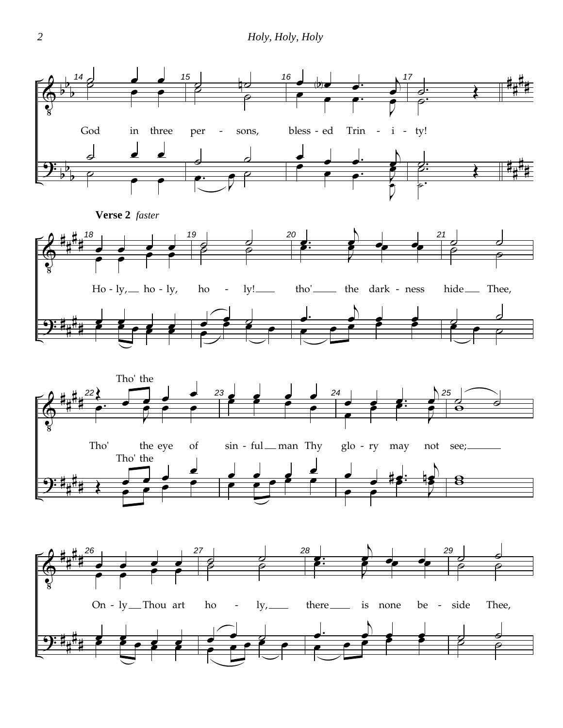God in three persons, blessed Trinity!

**Verse 2** *faster*

Holy, holy, holy! tho' the darkness hide Thee,

Tho' the eye of sinful man Thy glory may not see;

Only Thou art holy, there is none beside Thee,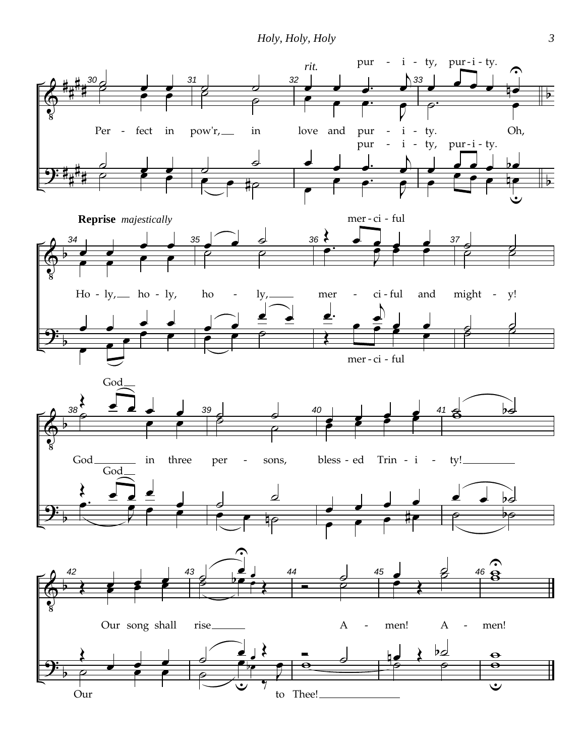Reprise *majestically*

*rit.*

pur - i - ty, pur-i-ty.

Per - fect in pow'r, in love and pur - i - ty. Oh,

pur - i - ty, pur-i-ty.

mer-ci-ful

Ho - ly, ho - ly, ho - ly, mer - ci-ful and might - y!

mer-ci-ful

God

God in three per - sons, bless-ed Trin - i - ty!

God

Our song shall rise A - men! A - men!

Our to Thee!